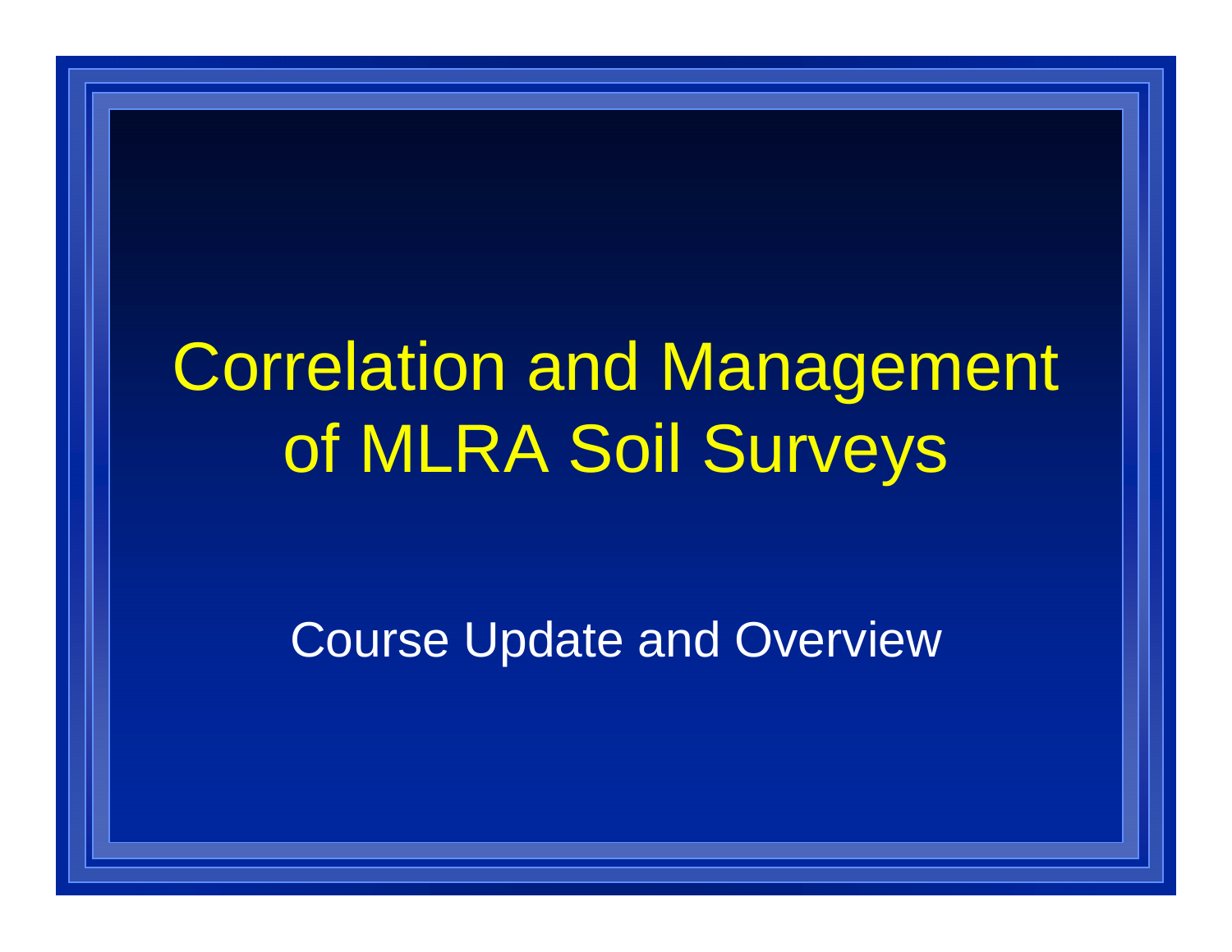# Correlation and Management of MLRA Soil Surveys

Course Update and Overview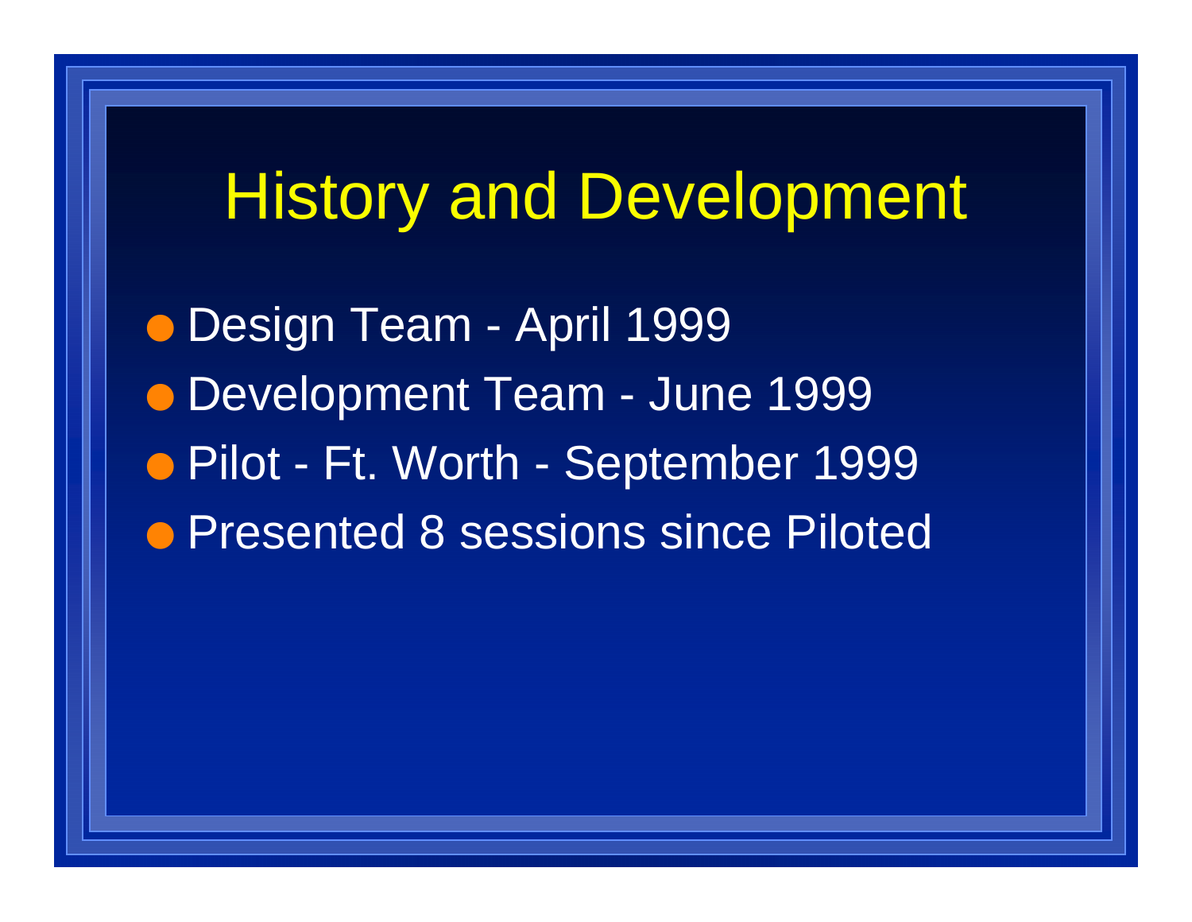# History and Development

- Design Team - April 1999
- Development Team - June 1999
- Pilot - Ft. Worth - September 1999
- Presented 8 sessions since Piloted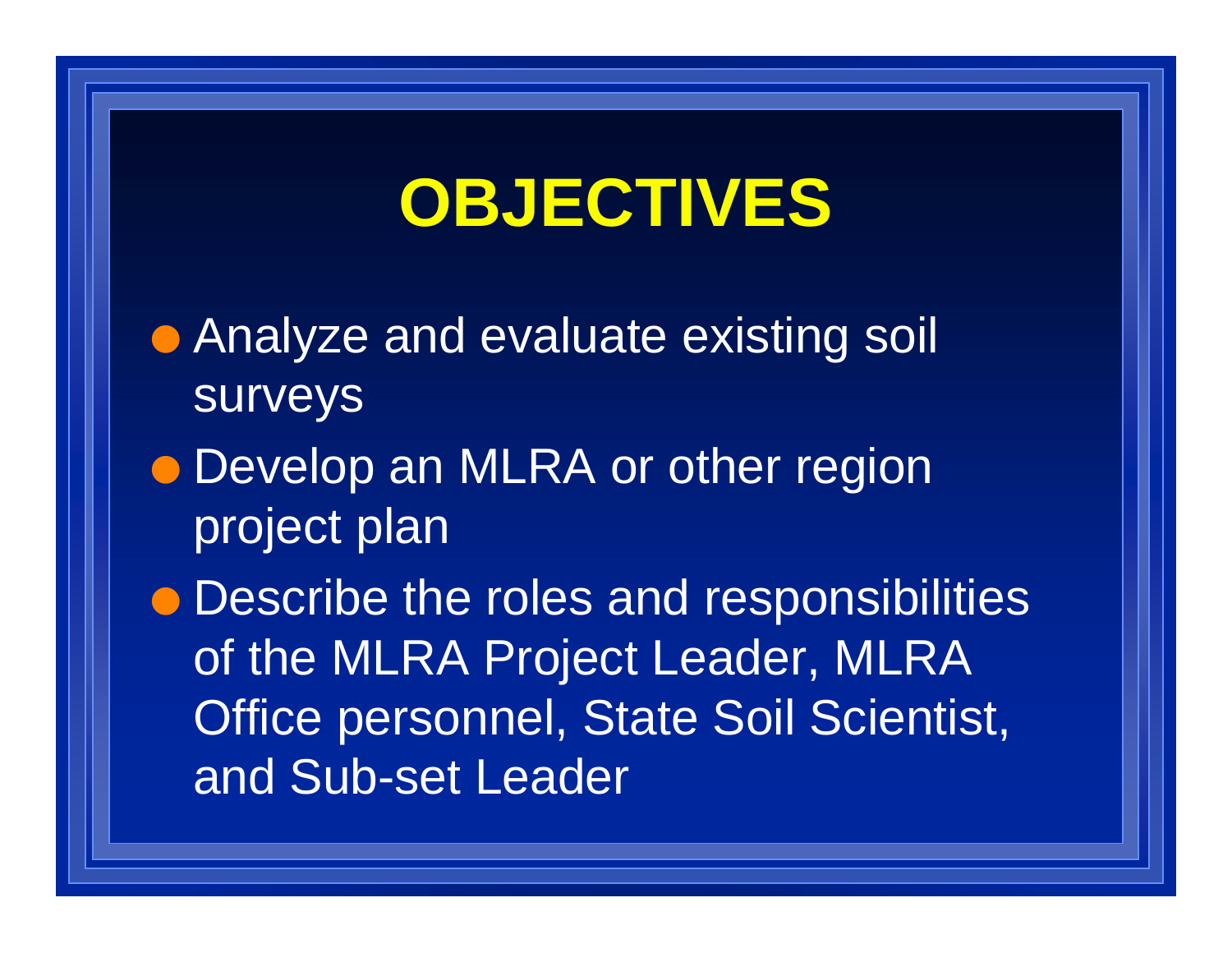# OBJECTIVES

- Analyze and evaluate existing soil surveys
- Develop an MLRA or other region project plan
- Describe the roles and responsibilities of the MLRA Project Leader, MLRA Office personnel, State Soil Scientist, and Sub-set Leader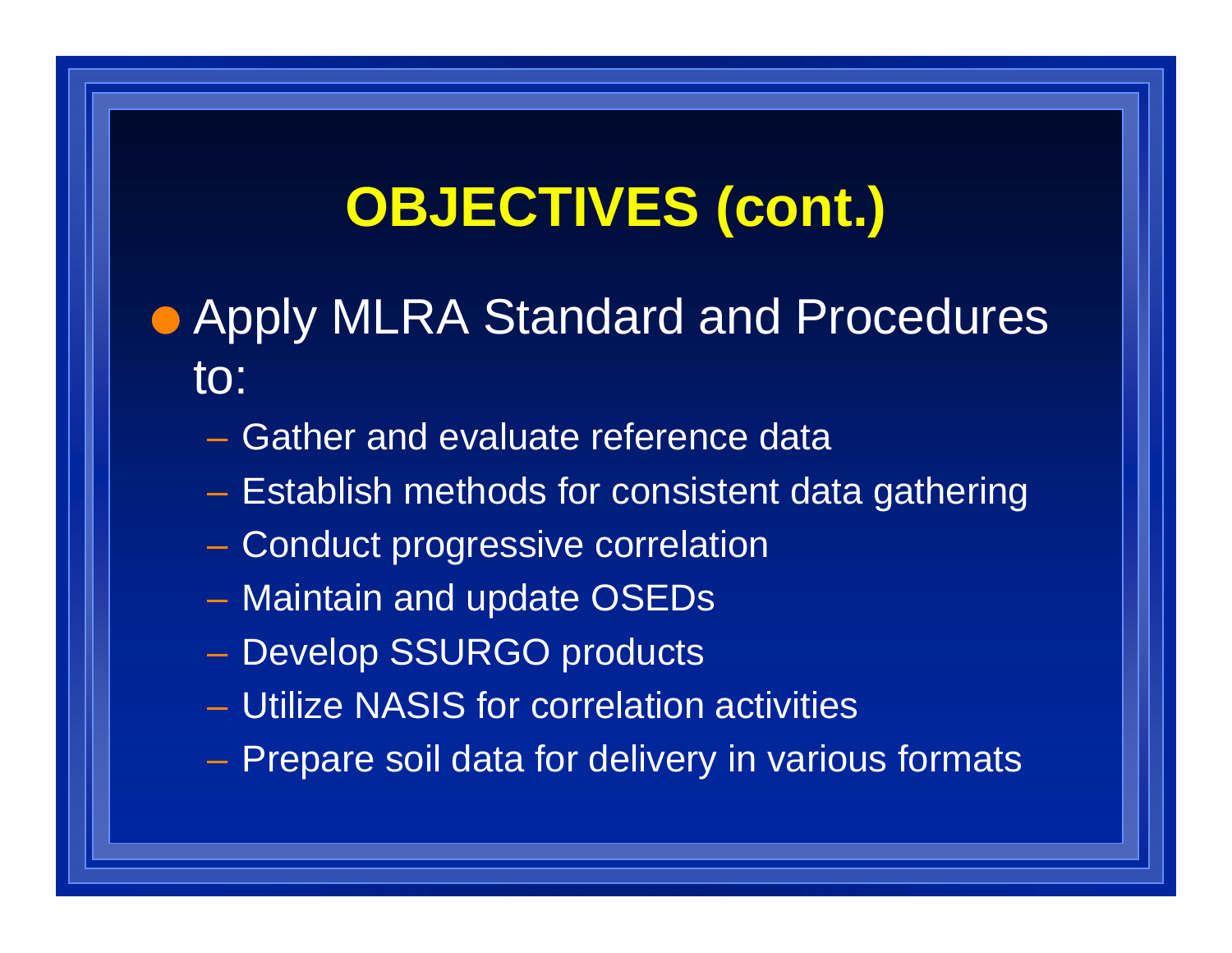# OBJECTIVES (cont.)

- Apply MLRA Standard and Procedures to:
  - Gather and evaluate reference data
  - Establish methods for consistent data gathering
  - Conduct progressive correlation
  - Maintain and update OSEDs
  - Develop SSURGO products
  - Utilize NASIS for correlation activities
  - Prepare soil data for delivery in various formats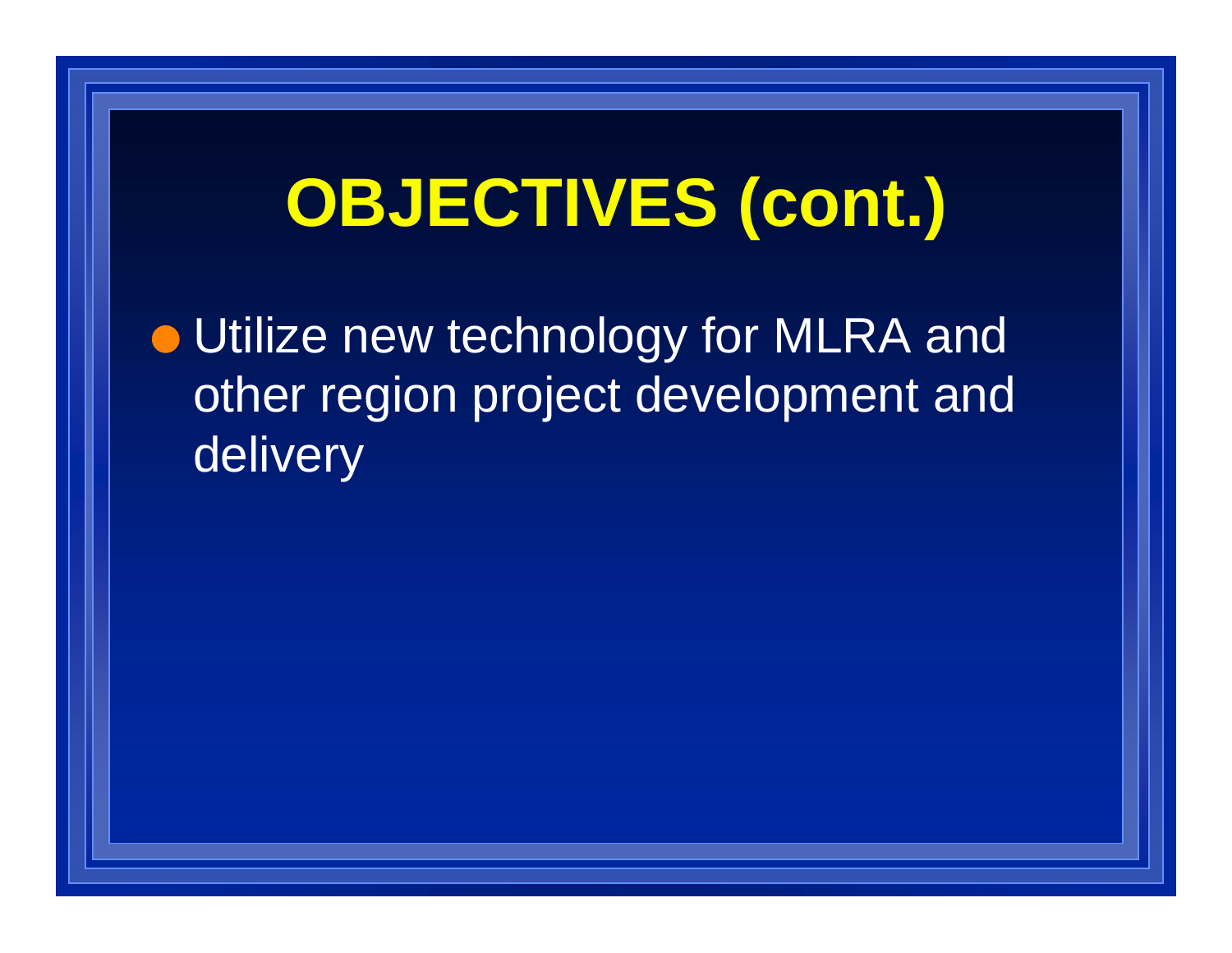# OBJECTIVES (cont.)

- Utilize new technology for MLRA and other region project development and delivery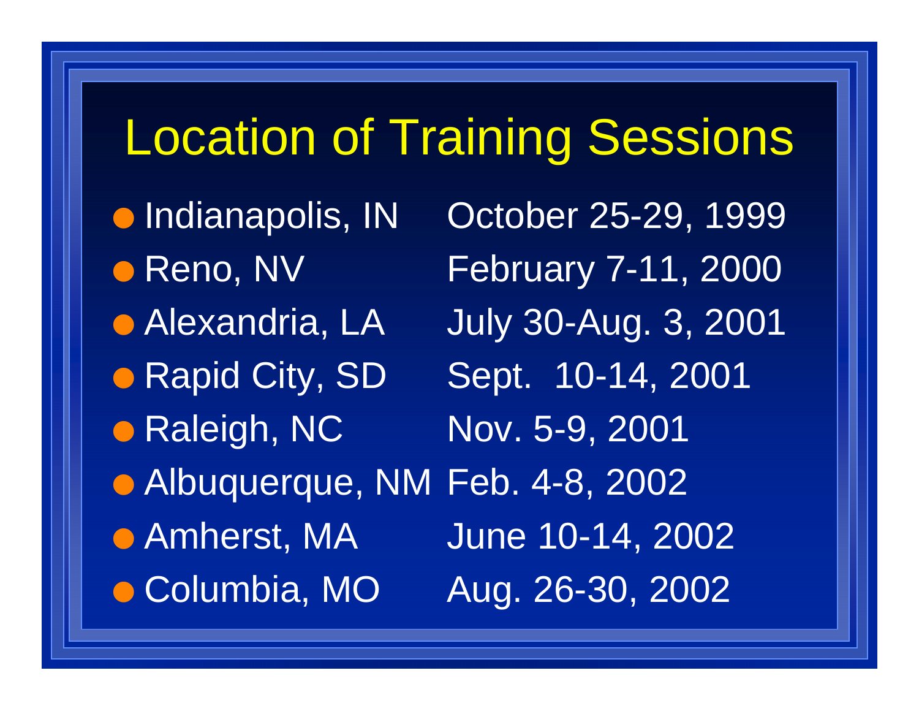# Location of Training Sessions

- Indianapolis, IN October 25-29, 1999
- Reno, NV February 7-11, 2000
- Alexandria, LA July 30-Aug. 3, 2001
- Rapid City, SD Sept. 10-14, 2001
- Raleigh, NC Nov. 5-9, 2001
- Albuquerque, NM Feb. 4-8, 2002
- Amherst, MA June 10-14, 2002
- Columbia, MO Aug. 26-30, 2002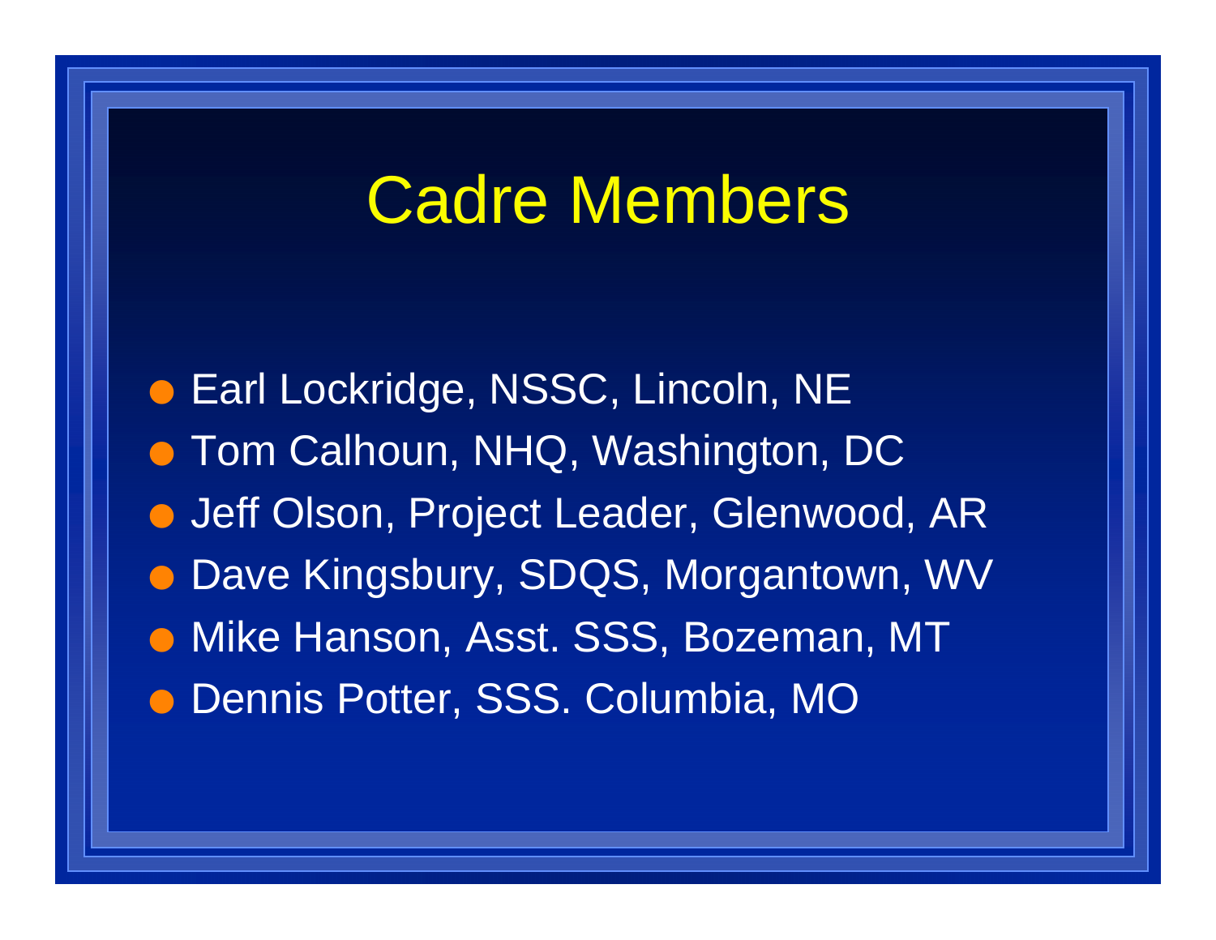# Cadre Members

- Earl Lockridge, NSSC, Lincoln, NE
- Tom Calhoun, NHQ, Washington, DC
- Jeff Olson, Project Leader, Glenwood, AR
- Dave Kingsbury, SDQS, Morgantown, WV
- Mike Hanson, Asst. SSS, Bozeman, MT
- Dennis Potter, SSS. Columbia, MO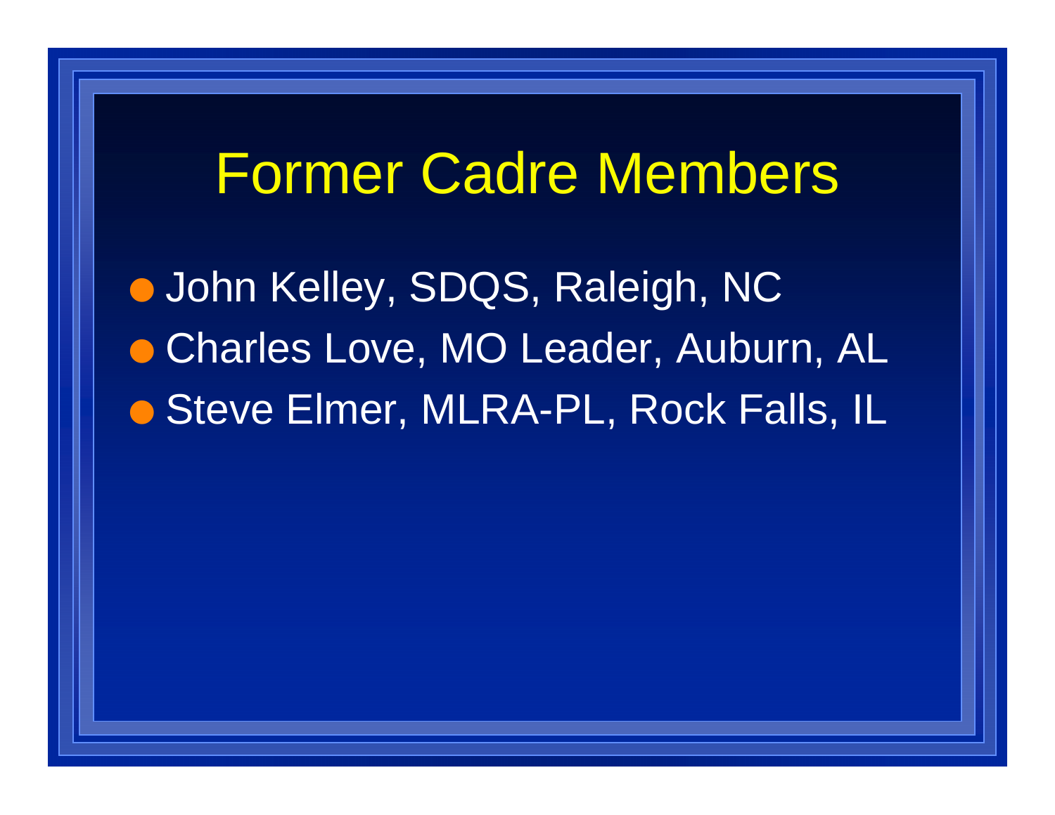# Former Cadre Members

- John Kelley, SDQS, Raleigh, NC
- Charles Love, MO Leader, Auburn, AL
- Steve Elmer, MLRA-PL, Rock Falls, IL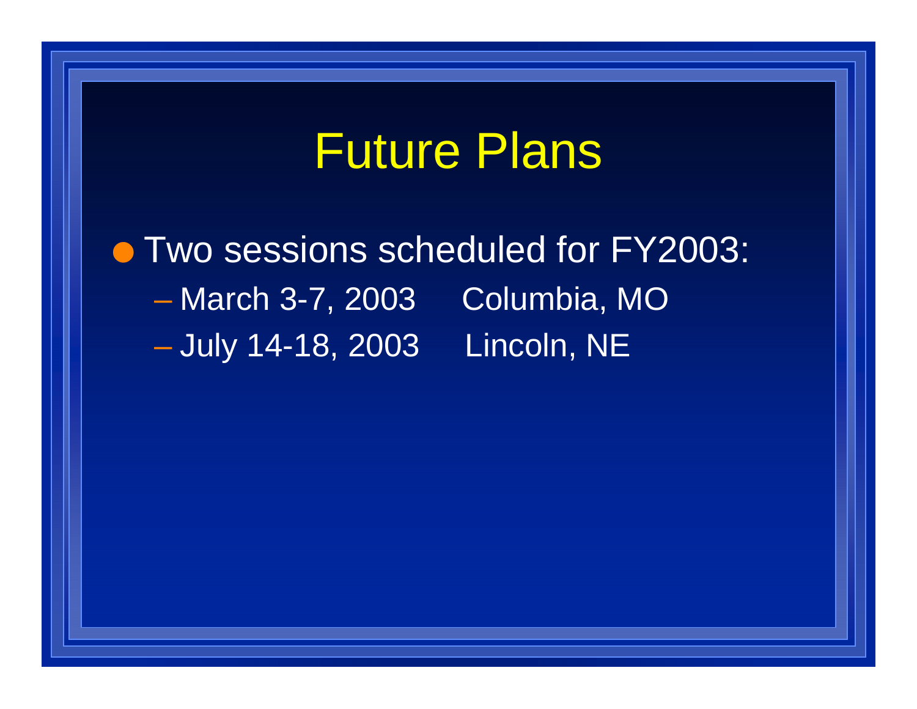# Future Plans

- Two sessions scheduled for FY2003:
  - March 3-7, 2003 Columbia, MO
  - July 14-18, 2003 Lincoln, NE